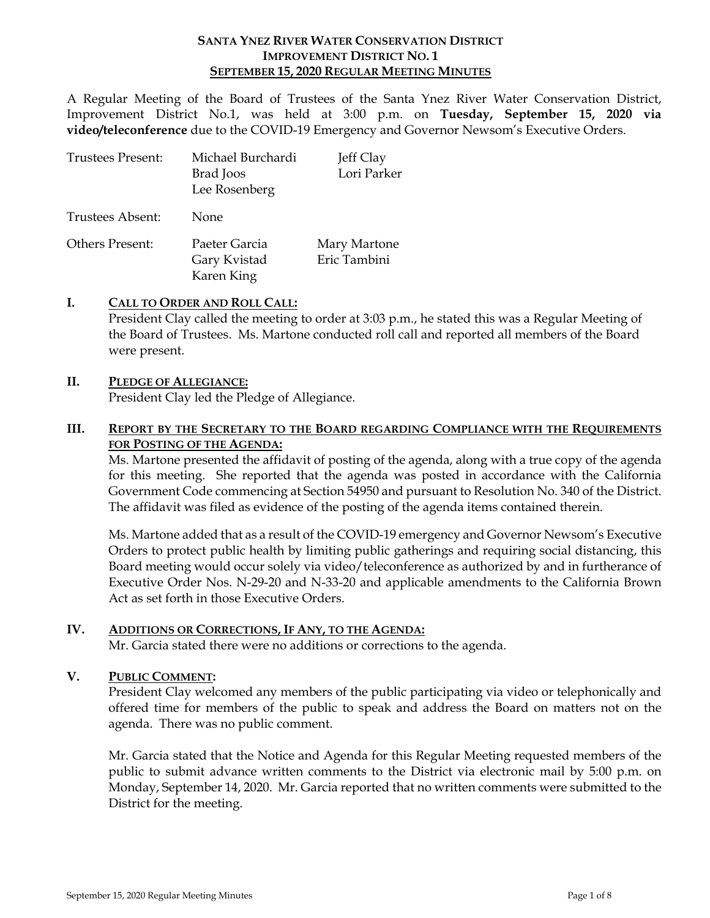# SANTA YNEZ RIVER WATER CONSERVATION DISTRICT
## IMPROVEMENT DISTRICT NO. 1
## SEPTEMBER 15, 2020 REGULAR MEETING MINUTES

A Regular Meeting of the Board of Trustees of the Santa Ynez River Water Conservation District, Improvement District No.1, was held at 3:00 p.m. on **Tuesday, September 15, 2020 via video/teleconference** due to the COVID-19 Emergency and Governor Newsom's Executive Orders.

| | | |
|---|---|---|
| Trustees Present: | Michael Burchardi<br>Brad Joos<br>Lee Rosenberg | Jeff Clay<br>Lori Parker |
| Trustees Absent: | None | |
| Others Present: | Paeter Garcia<br>Gary Kvistad<br>Karen King | Mary Martone<br>Eric Tambini |

### I. CALL TO ORDER AND ROLL CALL:

President Clay called the meeting to order at 3:03 p.m., he stated this was a Regular Meeting of the Board of Trustees. Ms. Martone conducted roll call and reported all members of the Board were present.

### II. PLEDGE OF ALLEGIANCE:

President Clay led the Pledge of Allegiance.

### III. REPORT BY THE SECRETARY TO THE BOARD REGARDING COMPLIANCE WITH THE REQUIREMENTS FOR POSTING OF THE AGENDA:

Ms. Martone presented the affidavit of posting of the agenda, along with a true copy of the agenda for this meeting. She reported that the agenda was posted in accordance with the California Government Code commencing at Section 54950 and pursuant to Resolution No. 340 of the District. The affidavit was filed as evidence of the posting of the agenda items contained therein.

Ms. Martone added that as a result of the COVID-19 emergency and Governor Newsom's Executive Orders to protect public health by limiting public gatherings and requiring social distancing, this Board meeting would occur solely via video/teleconference as authorized by and in furtherance of Executive Order Nos. N-29-20 and N-33-20 and applicable amendments to the California Brown Act as set forth in those Executive Orders.

### IV. ADDITIONS OR CORRECTIONS, IF ANY, TO THE AGENDA:

Mr. Garcia stated there were no additions or corrections to the agenda.

### V. PUBLIC COMMENT:

President Clay welcomed any members of the public participating via video or telephonically and offered time for members of the public to speak and address the Board on matters not on the agenda. There was no public comment.

Mr. Garcia stated that the Notice and Agenda for this Regular Meeting requested members of the public to submit advance written comments to the District via electronic mail by 5:00 p.m. on Monday, September 14, 2020. Mr. Garcia reported that no written comments were submitted to the District for the meeting.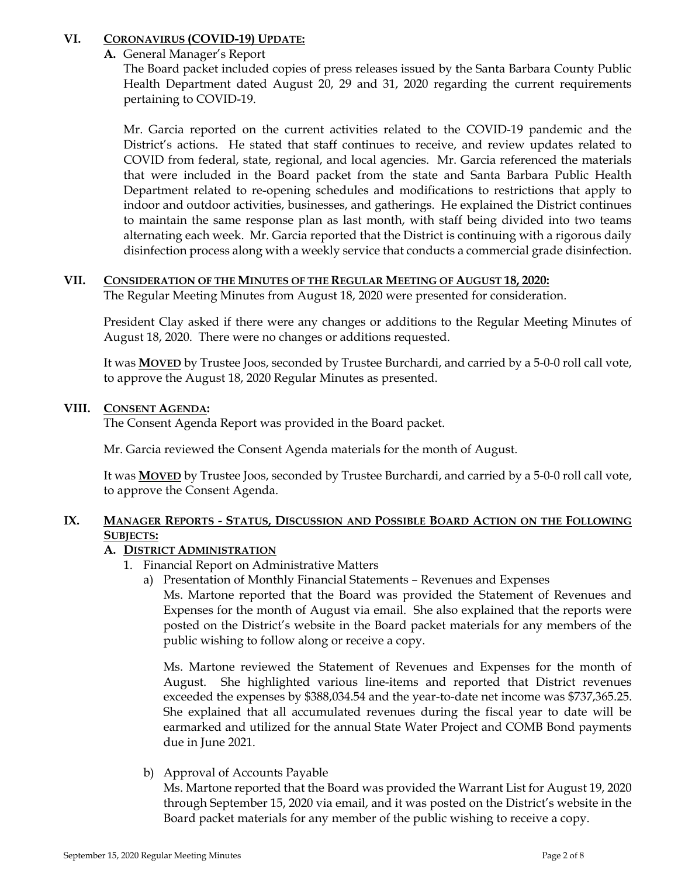## VI. CORONAVIRUS (COVID-19) UPDATE:

**A.** General Manager's Report

The Board packet included copies of press releases issued by the Santa Barbara County Public Health Department dated August 20, 29 and 31, 2020 regarding the current requirements pertaining to COVID-19.

Mr. Garcia reported on the current activities related to the COVID-19 pandemic and the District's actions. He stated that staff continues to receive, and review updates related to COVID from federal, state, regional, and local agencies. Mr. Garcia referenced the materials that were included in the Board packet from the state and Santa Barbara Public Health Department related to re-opening schedules and modifications to restrictions that apply to indoor and outdoor activities, businesses, and gatherings. He explained the District continues to maintain the same response plan as last month, with staff being divided into two teams alternating each week. Mr. Garcia reported that the District is continuing with a rigorous daily disinfection process along with a weekly service that conducts a commercial grade disinfection.

## VII. CONSIDERATION OF THE MINUTES OF THE REGULAR MEETING OF AUGUST 18, 2020:

The Regular Meeting Minutes from August 18, 2020 were presented for consideration.

President Clay asked if there were any changes or additions to the Regular Meeting Minutes of August 18, 2020. There were no changes or additions requested.

It was **MOVED** by Trustee Joos, seconded by Trustee Burchardi, and carried by a 5-0-0 roll call vote, to approve the August 18, 2020 Regular Minutes as presented.

## VIII. CONSENT AGENDA:

The Consent Agenda Report was provided in the Board packet.

Mr. Garcia reviewed the Consent Agenda materials for the month of August.

It was **MOVED** by Trustee Joos, seconded by Trustee Burchardi, and carried by a 5-0-0 roll call vote, to approve the Consent Agenda.

## IX. MANAGER REPORTS - STATUS, DISCUSSION AND POSSIBLE BOARD ACTION ON THE FOLLOWING SUBJECTS:

### A. DISTRICT ADMINISTRATION

1. Financial Report on Administrative Matters
   a) Presentation of Monthly Financial Statements – Revenues and Expenses

      Ms. Martone reported that the Board was provided the Statement of Revenues and Expenses for the month of August via email. She also explained that the reports were posted on the District's website in the Board packet materials for any members of the public wishing to follow along or receive a copy.

      Ms. Martone reviewed the Statement of Revenues and Expenses for the month of August. She highlighted various line-items and reported that District revenues exceeded the expenses by $388,034.54 and the year-to-date net income was $737,365.25. She explained that all accumulated revenues during the fiscal year to date will be earmarked and utilized for the annual State Water Project and COMB Bond payments due in June 2021.

   b) Approval of Accounts Payable

      Ms. Martone reported that the Board was provided the Warrant List for August 19, 2020 through September 15, 2020 via email, and it was posted on the District's website in the Board packet materials for any member of the public wishing to receive a copy.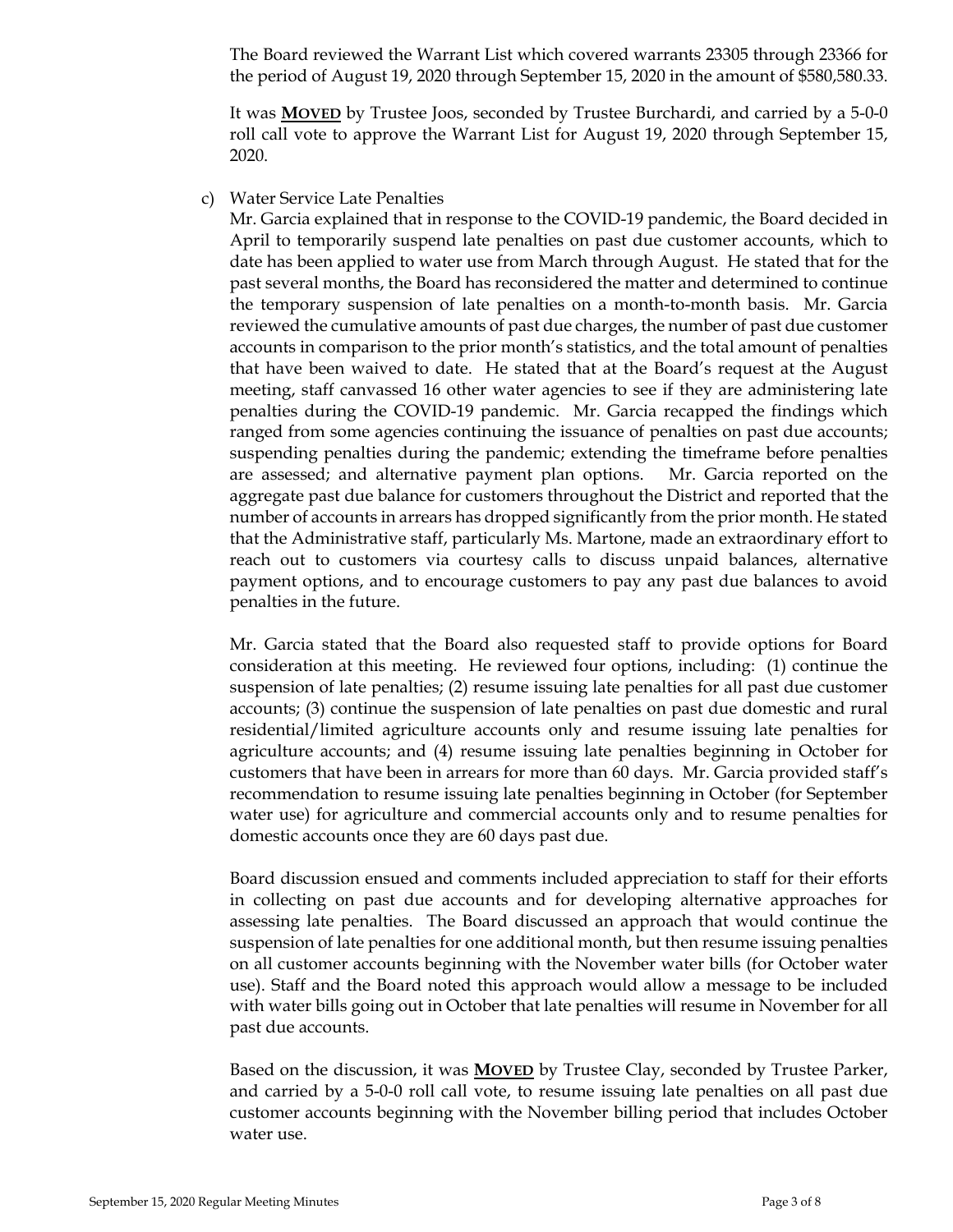The Board reviewed the Warrant List which covered warrants 23305 through 23366 for the period of August 19, 2020 through September 15, 2020 in the amount of $580,580.33.

It was **MOVED** by Trustee Joos, seconded by Trustee Burchardi, and carried by a 5-0-0 roll call vote to approve the Warrant List for August 19, 2020 through September 15, 2020.

c) Water Service Late Penalties

Mr. Garcia explained that in response to the COVID-19 pandemic, the Board decided in April to temporarily suspend late penalties on past due customer accounts, which to date has been applied to water use from March through August. He stated that for the past several months, the Board has reconsidered the matter and determined to continue the temporary suspension of late penalties on a month-to-month basis. Mr. Garcia reviewed the cumulative amounts of past due charges, the number of past due customer accounts in comparison to the prior month's statistics, and the total amount of penalties that have been waived to date. He stated that at the Board's request at the August meeting, staff canvassed 16 other water agencies to see if they are administering late penalties during the COVID-19 pandemic. Mr. Garcia recapped the findings which ranged from some agencies continuing the issuance of penalties on past due accounts; suspending penalties during the pandemic; extending the timeframe before penalties are assessed; and alternative payment plan options. Mr. Garcia reported on the aggregate past due balance for customers throughout the District and reported that the number of accounts in arrears has dropped significantly from the prior month. He stated that the Administrative staff, particularly Ms. Martone, made an extraordinary effort to reach out to customers via courtesy calls to discuss unpaid balances, alternative payment options, and to encourage customers to pay any past due balances to avoid penalties in the future.

Mr. Garcia stated that the Board also requested staff to provide options for Board consideration at this meeting. He reviewed four options, including: (1) continue the suspension of late penalties; (2) resume issuing late penalties for all past due customer accounts; (3) continue the suspension of late penalties on past due domestic and rural residential/limited agriculture accounts only and resume issuing late penalties for agriculture accounts; and (4) resume issuing late penalties beginning in October for customers that have been in arrears for more than 60 days. Mr. Garcia provided staff's recommendation to resume issuing late penalties beginning in October (for September water use) for agriculture and commercial accounts only and to resume penalties for domestic accounts once they are 60 days past due.

Board discussion ensued and comments included appreciation to staff for their efforts in collecting on past due accounts and for developing alternative approaches for assessing late penalties. The Board discussed an approach that would continue the suspension of late penalties for one additional month, but then resume issuing penalties on all customer accounts beginning with the November water bills (for October water use). Staff and the Board noted this approach would allow a message to be included with water bills going out in October that late penalties will resume in November for all past due accounts.

Based on the discussion, it was **MOVED** by Trustee Clay, seconded by Trustee Parker, and carried by a 5-0-0 roll call vote, to resume issuing late penalties on all past due customer accounts beginning with the November billing period that includes October water use.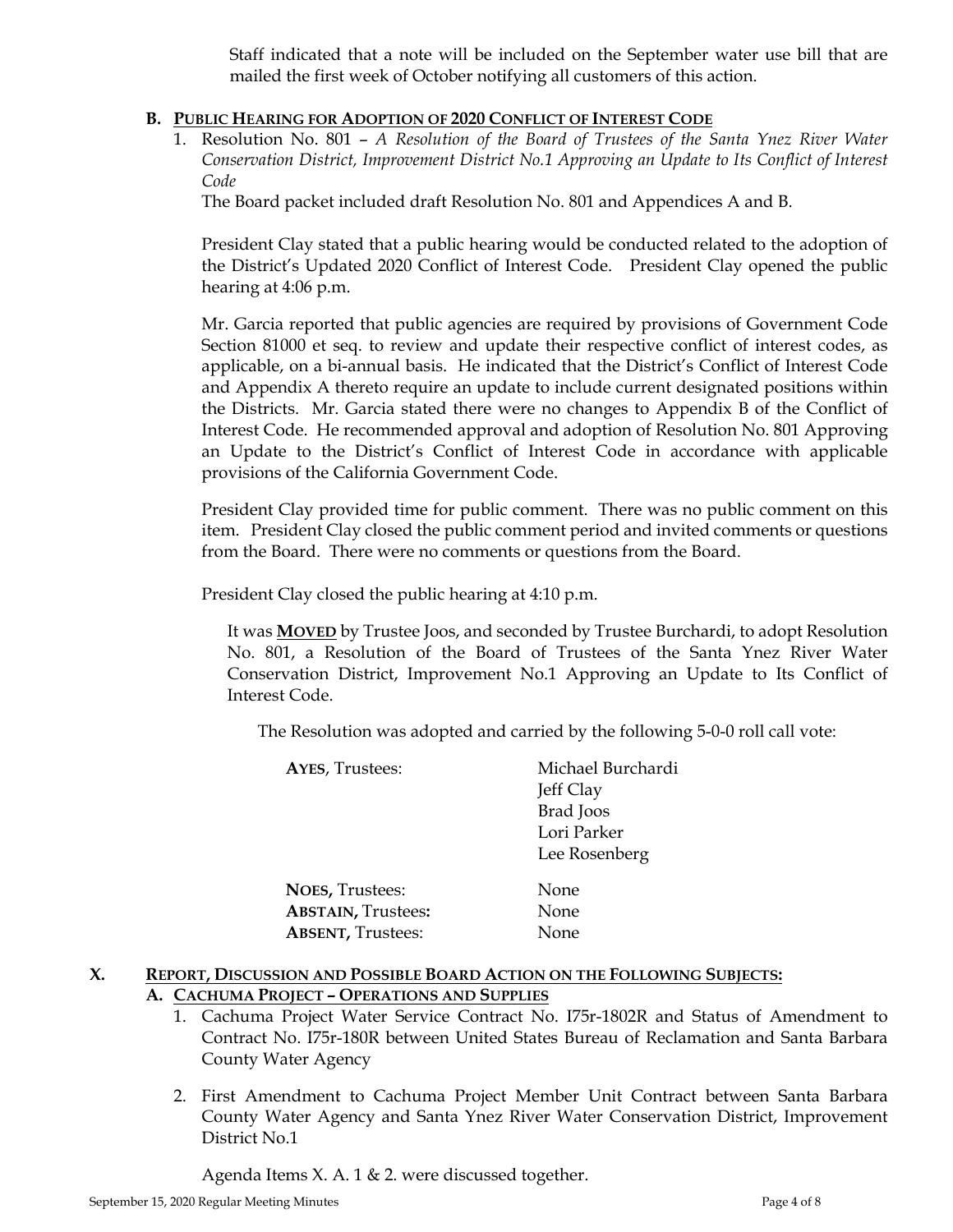Staff indicated that a note will be included on the September water use bill that are mailed the first week of October notifying all customers of this action.

**B. PUBLIC HEARING FOR ADOPTION OF 2020 CONFLICT OF INTEREST CODE**

1. Resolution No. 801 – *A Resolution of the Board of Trustees of the Santa Ynez River Water Conservation District, Improvement District No.1 Approving an Update to Its Conflict of Interest Code*

   The Board packet included draft Resolution No. 801 and Appendices A and B.

   President Clay stated that a public hearing would be conducted related to the adoption of the District's Updated 2020 Conflict of Interest Code. President Clay opened the public hearing at 4:06 p.m.

   Mr. Garcia reported that public agencies are required by provisions of Government Code Section 81000 et seq. to review and update their respective conflict of interest codes, as applicable, on a bi-annual basis. He indicated that the District's Conflict of Interest Code and Appendix A thereto require an update to include current designated positions within the Districts. Mr. Garcia stated there were no changes to Appendix B of the Conflict of Interest Code. He recommended approval and adoption of Resolution No. 801 Approving an Update to the District's Conflict of Interest Code in accordance with applicable provisions of the California Government Code.

   President Clay provided time for public comment. There was no public comment on this item. President Clay closed the public comment period and invited comments or questions from the Board. There were no comments or questions from the Board.

   President Clay closed the public hearing at 4:10 p.m.

   It was **MOVED** by Trustee Joos, and seconded by Trustee Burchardi, to adopt Resolution No. 801, a Resolution of the Board of Trustees of the Santa Ynez River Water Conservation District, Improvement No.1 Approving an Update to Its Conflict of Interest Code.

   The Resolution was adopted and carried by the following 5-0-0 roll call vote:

   **AYES**, Trustees: Michael Burchardi
   Jeff Clay
   Brad Joos
   Lori Parker
   Lee Rosenberg

   **NOES,** Trustees: None
   **ABSTAIN,** Trustees**:** None
   **ABSENT,** Trustees: None

## X. REPORT, DISCUSSION AND POSSIBLE BOARD ACTION ON THE FOLLOWING SUBJECTS:

**A. CACHUMA PROJECT – OPERATIONS AND SUPPLIES**

1. Cachuma Project Water Service Contract No. I75r-1802R and Status of Amendment to Contract No. I75r-180R between United States Bureau of Reclamation and Santa Barbara County Water Agency

2. First Amendment to Cachuma Project Member Unit Contract between Santa Barbara County Water Agency and Santa Ynez River Water Conservation District, Improvement District No.1

   Agenda Items X. A. 1 & 2. were discussed together.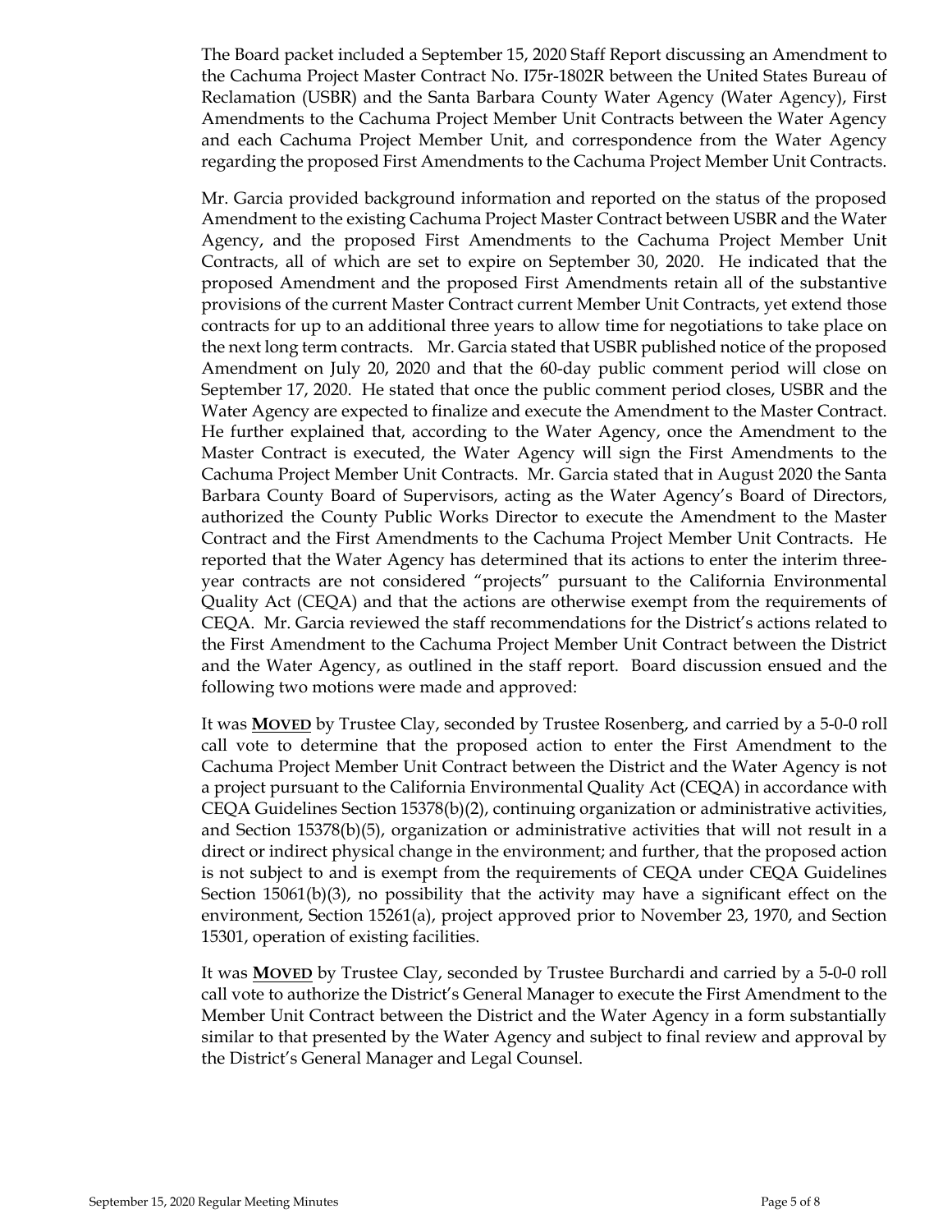The Board packet included a September 15, 2020 Staff Report discussing an Amendment to the Cachuma Project Master Contract No. I75r-1802R between the United States Bureau of Reclamation (USBR) and the Santa Barbara County Water Agency (Water Agency), First Amendments to the Cachuma Project Member Unit Contracts between the Water Agency and each Cachuma Project Member Unit, and correspondence from the Water Agency regarding the proposed First Amendments to the Cachuma Project Member Unit Contracts.

Mr. Garcia provided background information and reported on the status of the proposed Amendment to the existing Cachuma Project Master Contract between USBR and the Water Agency, and the proposed First Amendments to the Cachuma Project Member Unit Contracts, all of which are set to expire on September 30, 2020. He indicated that the proposed Amendment and the proposed First Amendments retain all of the substantive provisions of the current Master Contract current Member Unit Contracts, yet extend those contracts for up to an additional three years to allow time for negotiations to take place on the next long term contracts. Mr. Garcia stated that USBR published notice of the proposed Amendment on July 20, 2020 and that the 60-day public comment period will close on September 17, 2020. He stated that once the public comment period closes, USBR and the Water Agency are expected to finalize and execute the Amendment to the Master Contract. He further explained that, according to the Water Agency, once the Amendment to the Master Contract is executed, the Water Agency will sign the First Amendments to the Cachuma Project Member Unit Contracts. Mr. Garcia stated that in August 2020 the Santa Barbara County Board of Supervisors, acting as the Water Agency's Board of Directors, authorized the County Public Works Director to execute the Amendment to the Master Contract and the First Amendments to the Cachuma Project Member Unit Contracts. He reported that the Water Agency has determined that its actions to enter the interim three-year contracts are not considered "projects" pursuant to the California Environmental Quality Act (CEQA) and that the actions are otherwise exempt from the requirements of CEQA. Mr. Garcia reviewed the staff recommendations for the District's actions related to the First Amendment to the Cachuma Project Member Unit Contract between the District and the Water Agency, as outlined in the staff report. Board discussion ensued and the following two motions were made and approved:

It was **MOVED** by Trustee Clay, seconded by Trustee Rosenberg, and carried by a 5-0-0 roll call vote to determine that the proposed action to enter the First Amendment to the Cachuma Project Member Unit Contract between the District and the Water Agency is not a project pursuant to the California Environmental Quality Act (CEQA) in accordance with CEQA Guidelines Section 15378(b)(2), continuing organization or administrative activities, and Section 15378(b)(5), organization or administrative activities that will not result in a direct or indirect physical change in the environment; and further, that the proposed action is not subject to and is exempt from the requirements of CEQA under CEQA Guidelines Section 15061(b)(3), no possibility that the activity may have a significant effect on the environment, Section 15261(a), project approved prior to November 23, 1970, and Section 15301, operation of existing facilities.

It was **MOVED** by Trustee Clay, seconded by Trustee Burchardi and carried by a 5-0-0 roll call vote to authorize the District's General Manager to execute the First Amendment to the Member Unit Contract between the District and the Water Agency in a form substantially similar to that presented by the Water Agency and subject to final review and approval by the District's General Manager and Legal Counsel.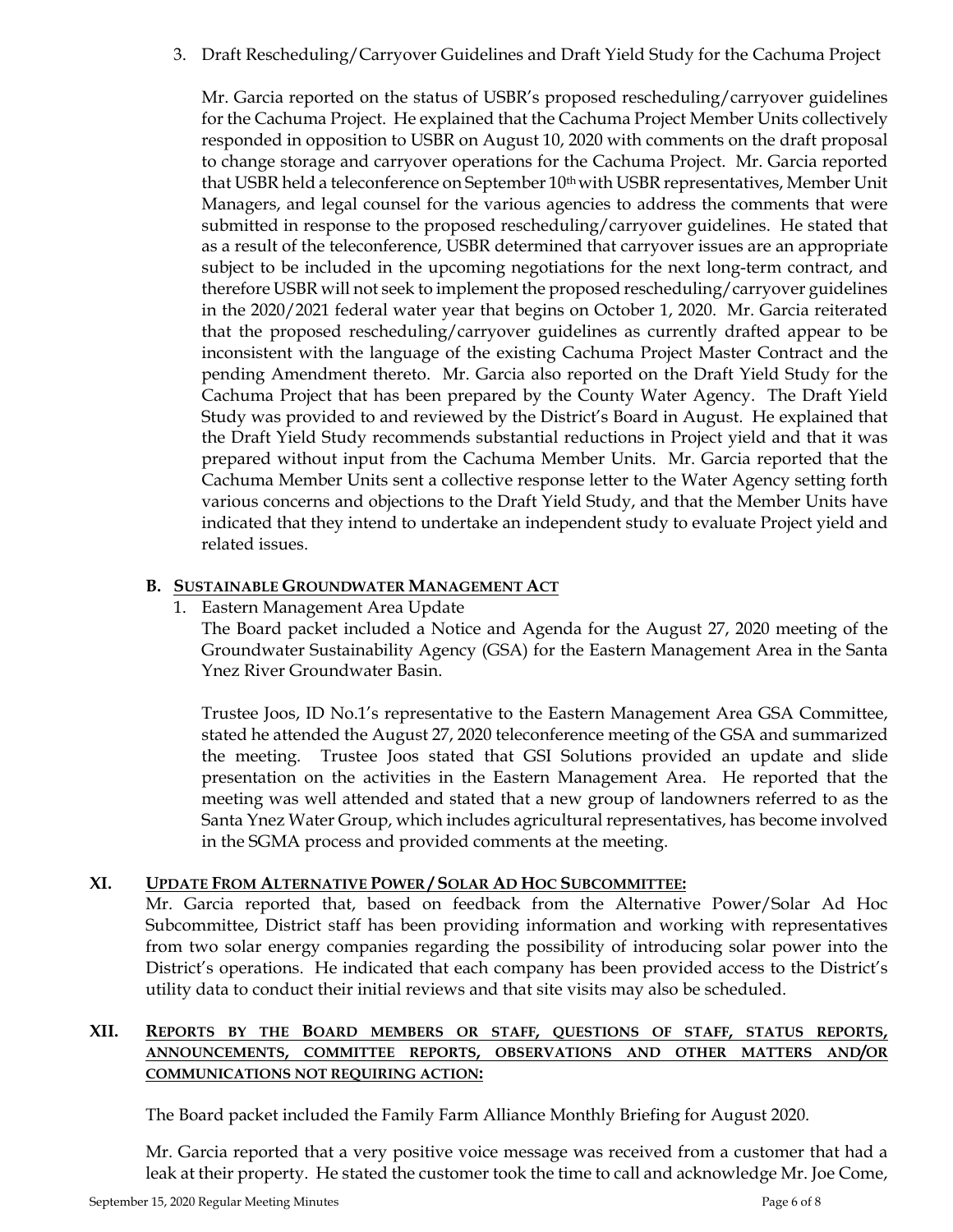3. Draft Rescheduling/Carryover Guidelines and Draft Yield Study for the Cachuma Project

Mr. Garcia reported on the status of USBR's proposed rescheduling/carryover guidelines for the Cachuma Project. He explained that the Cachuma Project Member Units collectively responded in opposition to USBR on August 10, 2020 with comments on the draft proposal to change storage and carryover operations for the Cachuma Project. Mr. Garcia reported that USBR held a teleconference on September 10th with USBR representatives, Member Unit Managers, and legal counsel for the various agencies to address the comments that were submitted in response to the proposed rescheduling/carryover guidelines. He stated that as a result of the teleconference, USBR determined that carryover issues are an appropriate subject to be included in the upcoming negotiations for the next long-term contract, and therefore USBR will not seek to implement the proposed rescheduling/carryover guidelines in the 2020/2021 federal water year that begins on October 1, 2020. Mr. Garcia reiterated that the proposed rescheduling/carryover guidelines as currently drafted appear to be inconsistent with the language of the existing Cachuma Project Master Contract and the pending Amendment thereto. Mr. Garcia also reported on the Draft Yield Study for the Cachuma Project that has been prepared by the County Water Agency. The Draft Yield Study was provided to and reviewed by the District's Board in August. He explained that the Draft Yield Study recommends substantial reductions in Project yield and that it was prepared without input from the Cachuma Member Units. Mr. Garcia reported that the Cachuma Member Units sent a collective response letter to the Water Agency setting forth various concerns and objections to the Draft Yield Study, and that the Member Units have indicated that they intend to undertake an independent study to evaluate Project yield and related issues.

**B. SUSTAINABLE GROUNDWATER MANAGEMENT ACT**

1. Eastern Management Area Update

The Board packet included a Notice and Agenda for the August 27, 2020 meeting of the Groundwater Sustainability Agency (GSA) for the Eastern Management Area in the Santa Ynez River Groundwater Basin.

Trustee Joos, ID No.1's representative to the Eastern Management Area GSA Committee, stated he attended the August 27, 2020 teleconference meeting of the GSA and summarized the meeting. Trustee Joos stated that GSI Solutions provided an update and slide presentation on the activities in the Eastern Management Area. He reported that the meeting was well attended and stated that a new group of landowners referred to as the Santa Ynez Water Group, which includes agricultural representatives, has become involved in the SGMA process and provided comments at the meeting.

**XI. UPDATE FROM ALTERNATIVE POWER / SOLAR AD HOC SUBCOMMITTEE:**

Mr. Garcia reported that, based on feedback from the Alternative Power/Solar Ad Hoc Subcommittee, District staff has been providing information and working with representatives from two solar energy companies regarding the possibility of introducing solar power into the District's operations. He indicated that each company has been provided access to the District's utility data to conduct their initial reviews and that site visits may also be scheduled.

**XII. REPORTS BY THE BOARD MEMBERS OR STAFF, QUESTIONS OF STAFF, STATUS REPORTS, ANNOUNCEMENTS, COMMITTEE REPORTS, OBSERVATIONS AND OTHER MATTERS AND/OR COMMUNICATIONS NOT REQUIRING ACTION:**

The Board packet included the Family Farm Alliance Monthly Briefing for August 2020.

Mr. Garcia reported that a very positive voice message was received from a customer that had a leak at their property. He stated the customer took the time to call and acknowledge Mr. Joe Come,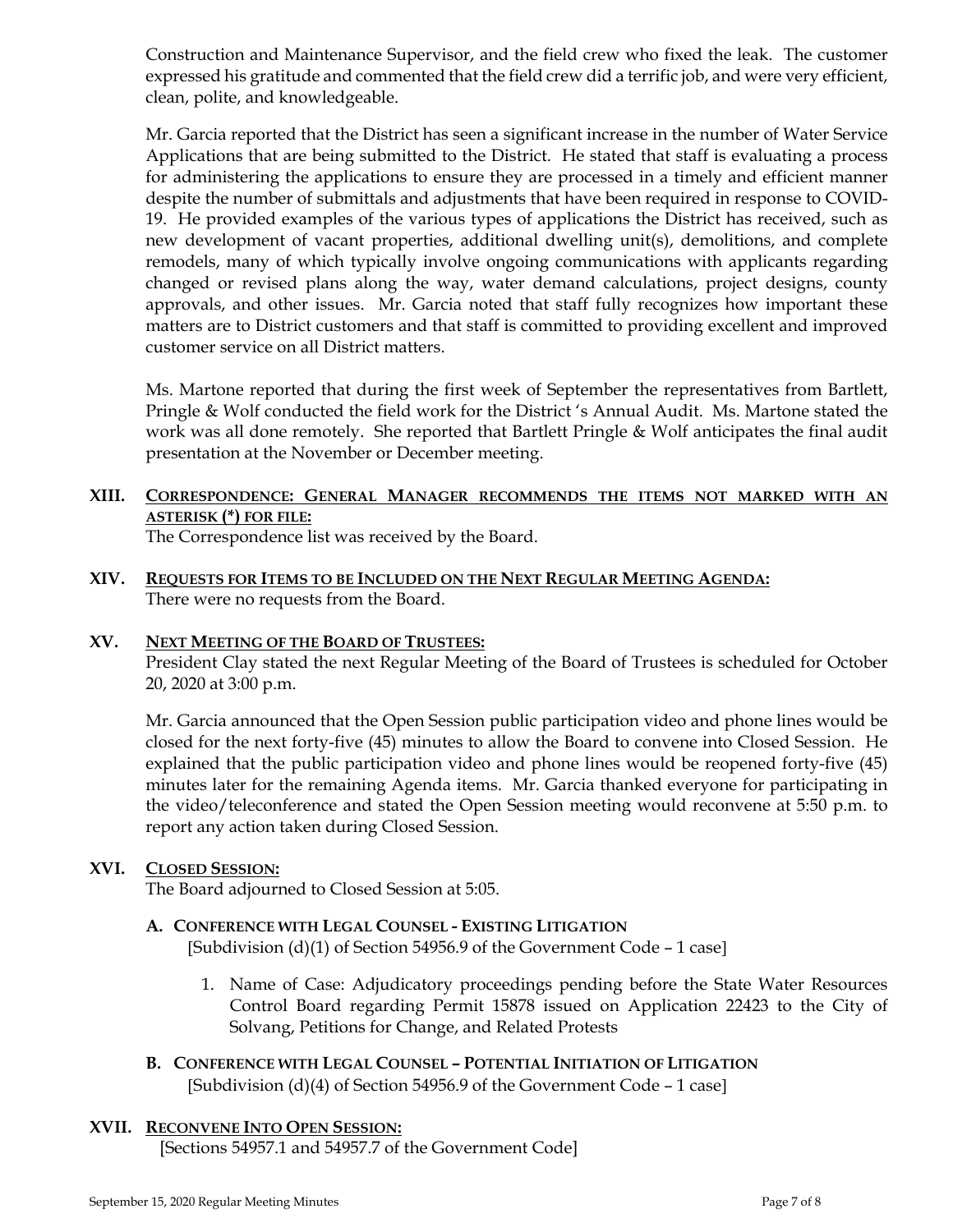Construction and Maintenance Supervisor, and the field crew who fixed the leak. The customer expressed his gratitude and commented that the field crew did a terrific job, and were very efficient, clean, polite, and knowledgeable.

Mr. Garcia reported that the District has seen a significant increase in the number of Water Service Applications that are being submitted to the District. He stated that staff is evaluating a process for administering the applications to ensure they are processed in a timely and efficient manner despite the number of submittals and adjustments that have been required in response to COVID-19. He provided examples of the various types of applications the District has received, such as new development of vacant properties, additional dwelling unit(s), demolitions, and complete remodels, many of which typically involve ongoing communications with applicants regarding changed or revised plans along the way, water demand calculations, project designs, county approvals, and other issues. Mr. Garcia noted that staff fully recognizes how important these matters are to District customers and that staff is committed to providing excellent and improved customer service on all District matters.

Ms. Martone reported that during the first week of September the representatives from Bartlett, Pringle & Wolf conducted the field work for the District 's Annual Audit. Ms. Martone stated the work was all done remotely. She reported that Bartlett Pringle & Wolf anticipates the final audit presentation at the November or December meeting.

## XIII. CORRESPONDENCE: GENERAL MANAGER RECOMMENDS THE ITEMS NOT MARKED WITH AN ASTERISK (*) FOR FILE:

The Correspondence list was received by the Board.

## XIV. REQUESTS FOR ITEMS TO BE INCLUDED ON THE NEXT REGULAR MEETING AGENDA:

There were no requests from the Board.

## XV. NEXT MEETING OF THE BOARD OF TRUSTEES:

President Clay stated the next Regular Meeting of the Board of Trustees is scheduled for October 20, 2020 at 3:00 p.m.

Mr. Garcia announced that the Open Session public participation video and phone lines would be closed for the next forty-five (45) minutes to allow the Board to convene into Closed Session. He explained that the public participation video and phone lines would be reopened forty-five (45) minutes later for the remaining Agenda items. Mr. Garcia thanked everyone for participating in the video/teleconference and stated the Open Session meeting would reconvene at 5:50 p.m. to report any action taken during Closed Session.

## XVI. CLOSED SESSION:

The Board adjourned to Closed Session at 5:05.

### A. CONFERENCE WITH LEGAL COUNSEL - EXISTING LITIGATION

[Subdivision (d)(1) of Section 54956.9 of the Government Code – 1 case]

1. Name of Case: Adjudicatory proceedings pending before the State Water Resources Control Board regarding Permit 15878 issued on Application 22423 to the City of Solvang, Petitions for Change, and Related Protests

### B. CONFERENCE WITH LEGAL COUNSEL – POTENTIAL INITIATION OF LITIGATION

[Subdivision (d)(4) of Section 54956.9 of the Government Code – 1 case]

## XVII. RECONVENE INTO OPEN SESSION:

[Sections 54957.1 and 54957.7 of the Government Code]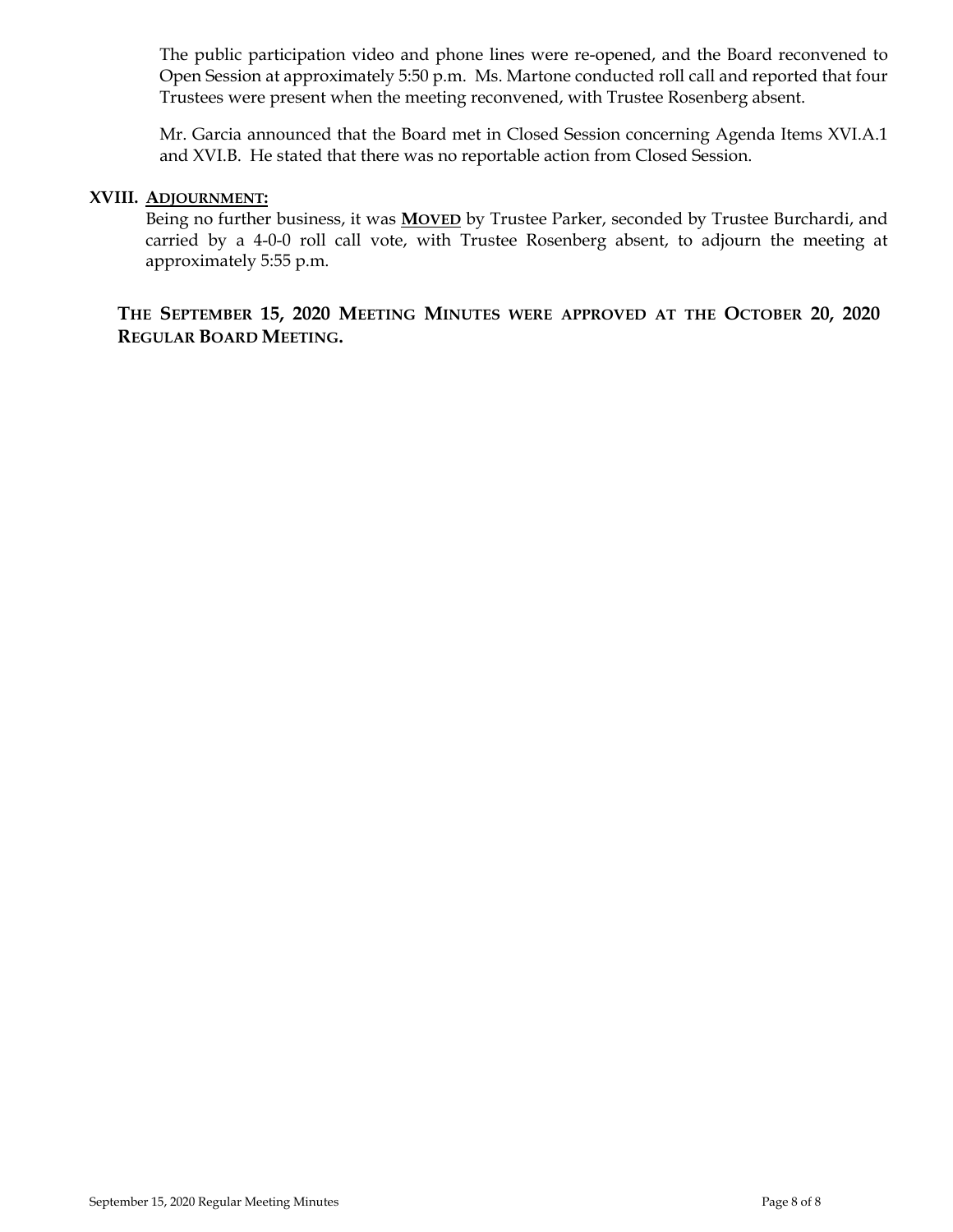The public participation video and phone lines were re-opened, and the Board reconvened to Open Session at approximately 5:50 p.m. Ms. Martone conducted roll call and reported that four Trustees were present when the meeting reconvened, with Trustee Rosenberg absent.

Mr. Garcia announced that the Board met in Closed Session concerning Agenda Items XVI.A.1 and XVI.B. He stated that there was no reportable action from Closed Session.

## XVIII. ADJOURNMENT:

Being no further business, it was **MOVED** by Trustee Parker, seconded by Trustee Burchardi, and carried by a 4-0-0 roll call vote, with Trustee Rosenberg absent, to adjourn the meeting at approximately 5:55 p.m.

**THE SEPTEMBER 15, 2020 MEETING MINUTES WERE APPROVED AT THE OCTOBER 20, 2020 REGULAR BOARD MEETING.**